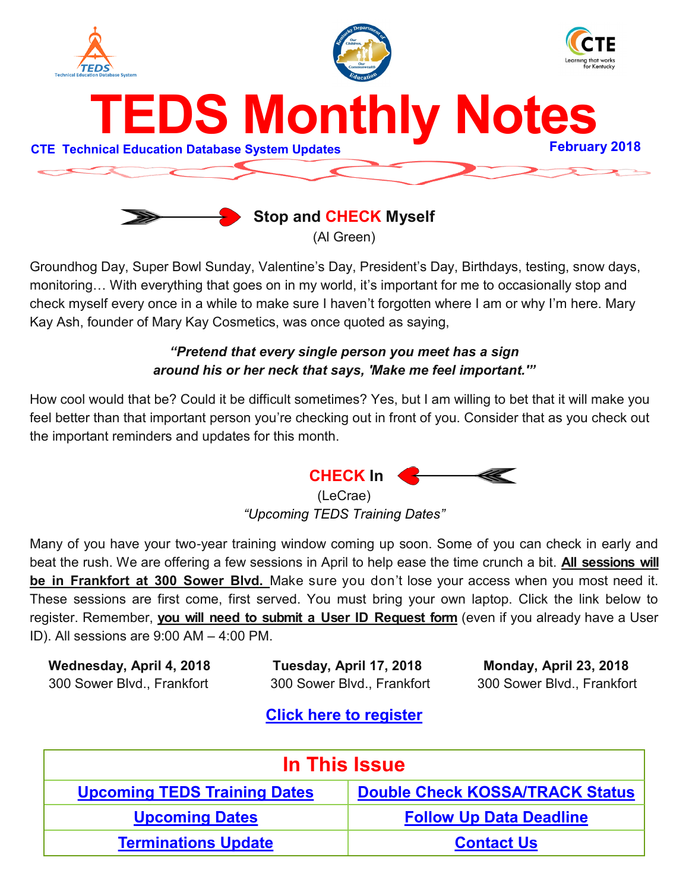# TEDS Monthly Notes

**CTE Technical Education Database System Updates** **February 2018**

### Stop and CHECK Myself

(Al Green)

Groundhog Day, Super Bowl Sunday, Valentine's Day, President's Day, Birthdays, testing, snow days, monitoring… With everything that goes on in my world, it's important for me to occasionally stop and check myself every once in a while to make sure I haven't forgotten where I am or why I'm here. Mary Kay Ash, founder of Mary Kay Cosmetics, was once quoted as saying,

***"Pretend that every single person you meet has a sign around his or her neck that says, 'Make me feel important.'"***

How cool would that be? Could it be difficult sometimes? Yes, but I am willing to bet that it will make you feel better than that important person you're checking out in front of you. Consider that as you check out the important reminders and updates for this month.

### CHECK In

(LeCrae)

*"Upcoming TEDS Training Dates"*

Many of you have your two-year training window coming up soon. Some of you can check in early and beat the rush. We are offering a few sessions in April to help ease the time crunch a bit. **All sessions will be in Frankfort at 300 Sower Blvd.** Make sure you don't lose your access when you most need it. These sessions are first come, first served. You must bring your own laptop. Click the link below to register. Remember, **you will need to submit a User ID Request form** (even if you already have a User ID). All sessions are 9:00 AM – 4:00 PM.

| **Wednesday, April 4, 2018** | **Tuesday, April 17, 2018** | **Monday, April 23, 2018** |
|---|---|---|
| 300 Sower Blvd., Frankfort | 300 Sower Blvd., Frankfort | 300 Sower Blvd., Frankfort |

**Click here to register**

| In This Issue | |
|---|---|
| Upcoming TEDS Training Dates | Double Check KOSSA/TRACK Status |
| Upcoming Dates | Follow Up Data Deadline |
| Terminations Update | Contact Us |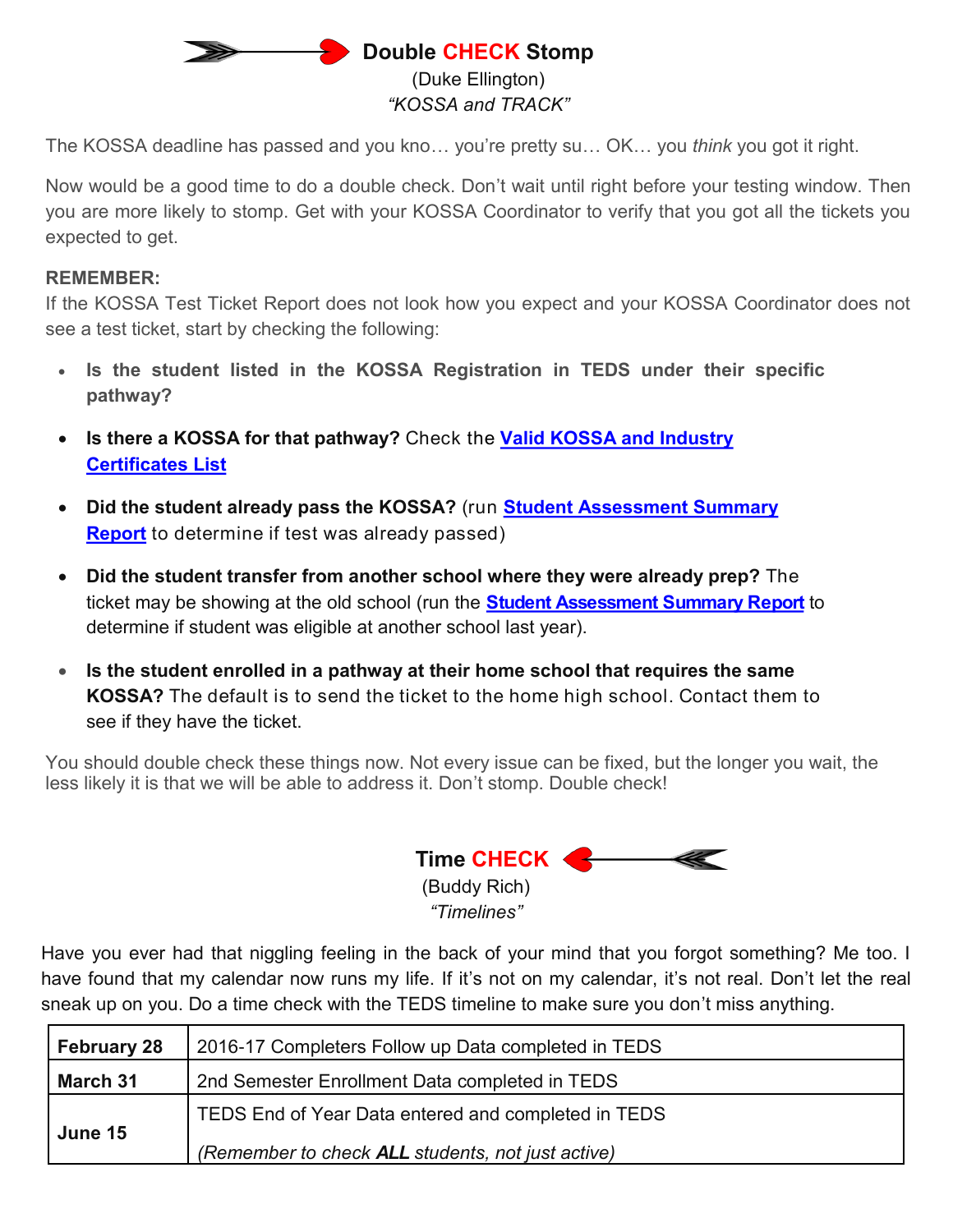## Double CHECK Stomp

(Duke Ellington)

*"KOSSA and TRACK"*

The KOSSA deadline has passed and you kno… you're pretty su… OK… you *think* you got it right.

Now would be a good time to do a double check. Don't wait until right before your testing window. Then you are more likely to stomp. Get with your KOSSA Coordinator to verify that you got all the tickets you expected to get.

**REMEMBER:**

If the KOSSA Test Ticket Report does not look how you expect and your KOSSA Coordinator does not see a test ticket, start by checking the following:

- **Is the student listed in the KOSSA Registration in TEDS under their specific pathway?**
- **Is there a KOSSA for that pathway?** Check the **Valid KOSSA and Industry Certificates List**
- **Did the student already pass the KOSSA?** (run **Student Assessment Summary Report** to determine if test was already passed)
- **Did the student transfer from another school where they were already prep?** The ticket may be showing at the old school (run the **Student Assessment Summary Report** to determine if student was eligible at another school last year).
- **Is the student enrolled in a pathway at their home school that requires the same KOSSA?** The default is to send the ticket to the home high school. Contact them to see if they have the ticket.

You should double check these things now. Not every issue can be fixed, but the longer you wait, the less likely it is that we will be able to address it. Don't stomp. Double check!

## Time CHECK

(Buddy Rich)

*"Timelines"*

Have you ever had that niggling feeling in the back of your mind that you forgot something? Me too. I have found that my calendar now runs my life. If it's not on my calendar, it's not real. Don't let the real sneak up on you. Do a time check with the TEDS timeline to make sure you don't miss anything.

| | |
|---|---|
| **February 28** | 2016-17 Completers Follow up Data completed in TEDS |
| **March 31** | 2nd Semester Enrollment Data completed in TEDS |
| **June 15** | TEDS End of Year Data entered and completed in TEDS<br>*(Remember to check **ALL** students, not just active)* |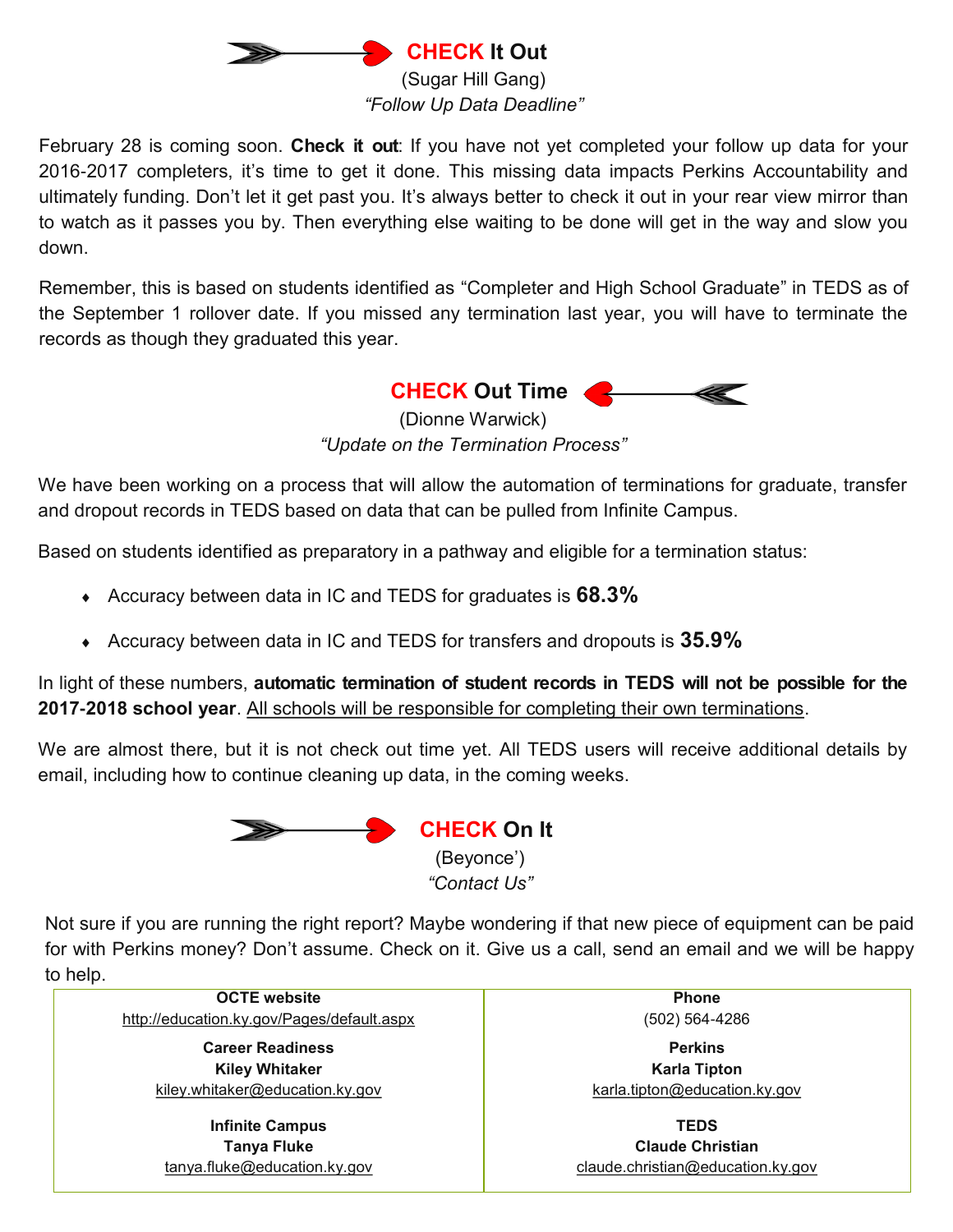## **CHECK It Out**

(Sugar Hill Gang)

*"Follow Up Data Deadline"*

February 28 is coming soon. **Check it out**: If you have not yet completed your follow up data for your 2016-2017 completers, it's time to get it done. This missing data impacts Perkins Accountability and ultimately funding. Don't let it get past you. It's always better to check it out in your rear view mirror than to watch as it passes you by. Then everything else waiting to be done will get in the way and slow you down.

Remember, this is based on students identified as "Completer and High School Graduate" in TEDS as of the September 1 rollover date. If you missed any termination last year, you will have to terminate the records as though they graduated this year.

## **CHECK Out Time**

(Dionne Warwick)

*"Update on the Termination Process"*

We have been working on a process that will allow the automation of terminations for graduate, transfer and dropout records in TEDS based on data that can be pulled from Infinite Campus.

Based on students identified as preparatory in a pathway and eligible for a termination status:

- Accuracy between data in IC and TEDS for graduates is **68.3%**
- Accuracy between data in IC and TEDS for transfers and dropouts is **35.9%**

In light of these numbers, **automatic termination of student records in TEDS will not be possible for the 2017-2018 school year**. All schools will be responsible for completing their own terminations.

We are almost there, but it is not check out time yet. All TEDS users will receive additional details by email, including how to continue cleaning up data, in the coming weeks.

## **CHECK On It**

(Beyonce')

*"Contact Us"*

Not sure if you are running the right report? Maybe wondering if that new piece of equipment can be paid for with Perkins money? Don't assume. Check on it. Give us a call, send an email and we will be happy to help.

| | |
|---|---|
| **OCTE website**<br>http://education.ky.gov/Pages/default.aspx | **Phone**<br>(502) 564-4286 |
| **Career Readiness**<br>**Kiley Whitaker**<br>kiley.whitaker@education.ky.gov | **Perkins**<br>**Karla Tipton**<br>karla.tipton@education.ky.gov |
| **Infinite Campus**<br>**Tanya Fluke**<br>tanya.fluke@education.ky.gov | **TEDS**<br>**Claude Christian**<br>claude.christian@education.ky.gov |